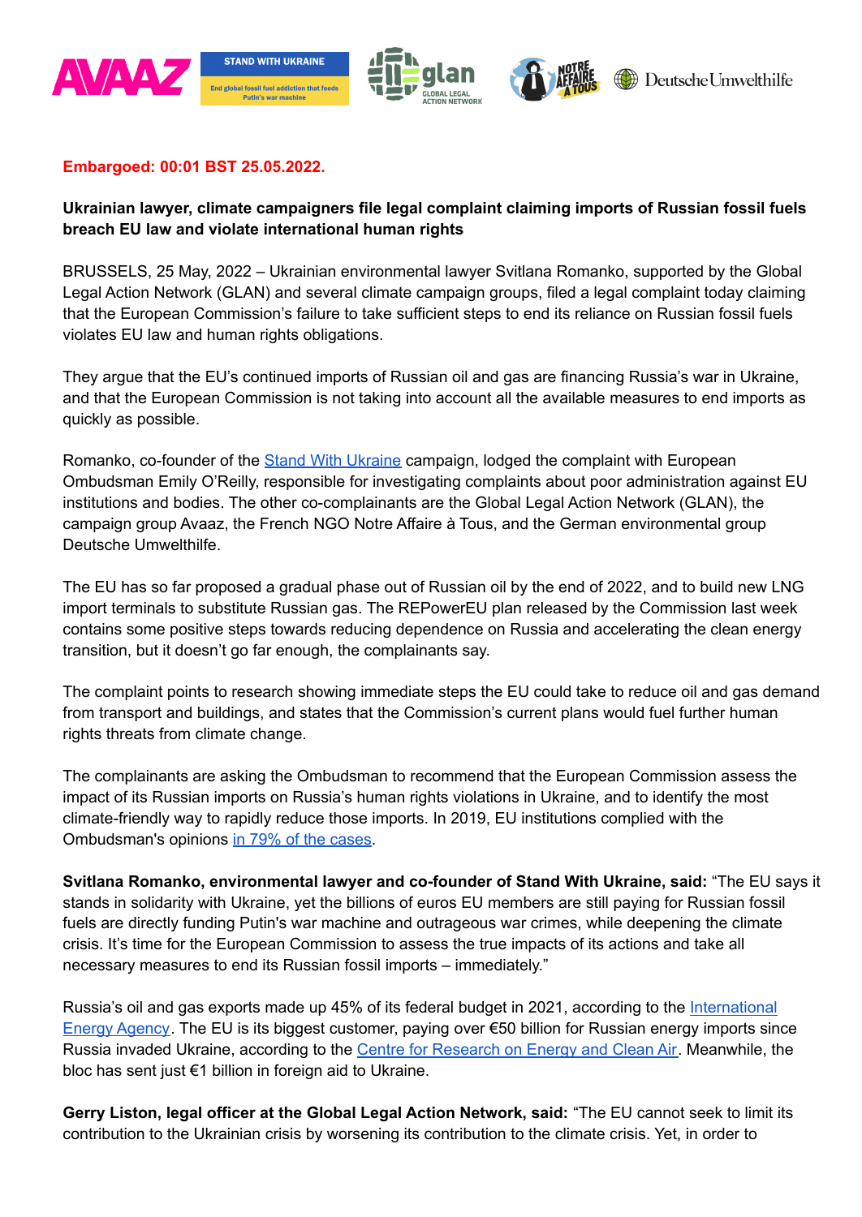Embargoed: 00:01 BST 25.05.2022.

**Ukrainian lawyer, climate campaigners file legal complaint claiming imports of Russian fossil fuels breach EU law and violate international human rights**

BRUSSELS, 25 May, 2022 – Ukrainian environmental lawyer Svitlana Romanko, supported by the Global Legal Action Network (GLAN) and several climate campaign groups, filed a legal complaint today claiming that the European Commission's failure to take sufficient steps to end its reliance on Russian fossil fuels violates EU law and human rights obligations.

They argue that the EU's continued imports of Russian oil and gas are financing Russia's war in Ukraine, and that the European Commission is not taking into account all the available measures to end imports as quickly as possible.

Romanko, co-founder of the Stand With Ukraine campaign, lodged the complaint with European Ombudsman Emily O'Reilly, responsible for investigating complaints about poor administration against EU institutions and bodies. The other co-complainants are the Global Legal Action Network (GLAN), the campaign group Avaaz, the French NGO Notre Affaire à Tous, and the German environmental group Deutsche Umwelthilfe.

The EU has so far proposed a gradual phase out of Russian oil by the end of 2022, and to build new LNG import terminals to substitute Russian gas. The REPowerEU plan released by the Commission last week contains some positive steps towards reducing dependence on Russia and accelerating the clean energy transition, but it doesn't go far enough, the complainants say.

The complaint points to research showing immediate steps the EU could take to reduce oil and gas demand from transport and buildings, and states that the Commission's current plans would fuel further human rights threats from climate change.

The complainants are asking the Ombudsman to recommend that the European Commission assess the impact of its Russian imports on Russia's human rights violations in Ukraine, and to identify the most climate-friendly way to rapidly reduce those imports. In 2019, EU institutions complied with the Ombudsman's opinions in 79% of the cases.

**Svitlana Romanko, environmental lawyer and co-founder of Stand With Ukraine, said:** "The EU says it stands in solidarity with Ukraine, yet the billions of euros EU members are still paying for Russian fossil fuels are directly funding Putin's war machine and outrageous war crimes, while deepening the climate crisis. It's time for the European Commission to assess the true impacts of its actions and take all necessary measures to end its Russian fossil imports – immediately."

Russia's oil and gas exports made up 45% of its federal budget in 2021, according to the International Energy Agency. The EU is its biggest customer, paying over €50 billion for Russian energy imports since Russia invaded Ukraine, according to the Centre for Research on Energy and Clean Air. Meanwhile, the bloc has sent just €1 billion in foreign aid to Ukraine.

**Gerry Liston, legal officer at the Global Legal Action Network, said:** "The EU cannot seek to limit its contribution to the Ukrainian crisis by worsening its contribution to the climate crisis. Yet, in order to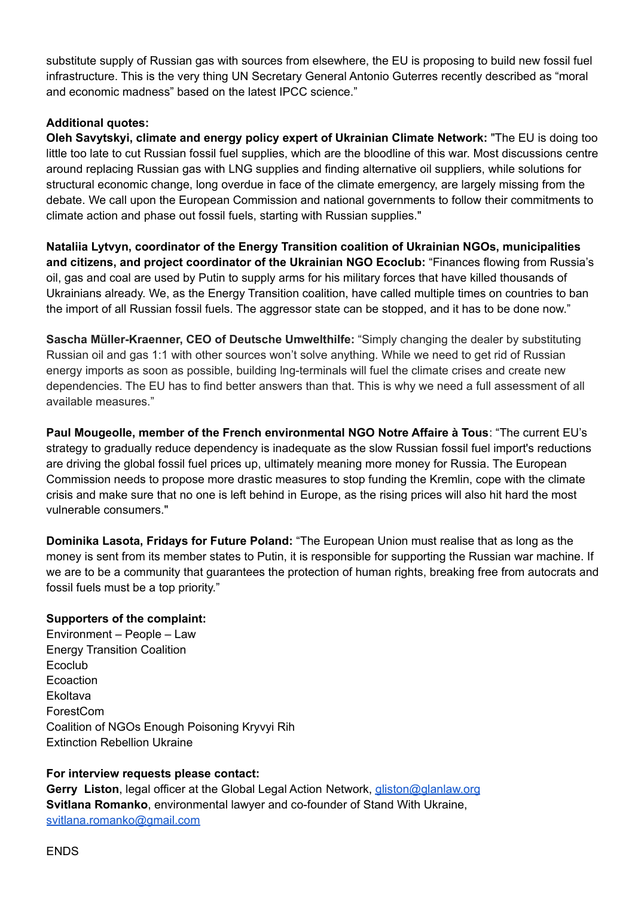substitute supply of Russian gas with sources from elsewhere, the EU is proposing to build new fossil fuel infrastructure. This is the very thing UN Secretary General Antonio Guterres recently described as "moral and economic madness" based on the latest IPCC science."

**Additional quotes:**

**Oleh Savytskyi, climate and energy policy expert of Ukrainian Climate Network:** "The EU is doing too little too late to cut Russian fossil fuel supplies, which are the bloodline of this war. Most discussions centre around replacing Russian gas with LNG supplies and finding alternative oil suppliers, while solutions for structural economic change, long overdue in face of the climate emergency, are largely missing from the debate. We call upon the European Commission and national governments to follow their commitments to climate action and phase out fossil fuels, starting with Russian supplies."

**Nataliia Lytvyn, coordinator of the Energy Transition coalition of Ukrainian NGOs, municipalities and citizens, and project coordinator of the Ukrainian NGO Ecoclub:** "Finances flowing from Russia's oil, gas and coal are used by Putin to supply arms for his military forces that have killed thousands of Ukrainians already. We, as the Energy Transition coalition, have called multiple times on countries to ban the import of all Russian fossil fuels. The aggressor state can be stopped, and it has to be done now."

**Sascha Müller-Kraenner, CEO of Deutsche Umwelthilfe:** "Simply changing the dealer by substituting Russian oil and gas 1:1 with other sources won't solve anything. While we need to get rid of Russian energy imports as soon as possible, building lng-terminals will fuel the climate crises and create new dependencies. The EU has to find better answers than that. This is why we need a full assessment of all available measures."

**Paul Mougeolle, member of the French environmental NGO Notre Affaire à Tous**: "The current EU's strategy to gradually reduce dependency is inadequate as the slow Russian fossil fuel import's reductions are driving the global fossil fuel prices up, ultimately meaning more money for Russia. The European Commission needs to propose more drastic measures to stop funding the Kremlin, cope with the climate crisis and make sure that no one is left behind in Europe, as the rising prices will also hit hard the most vulnerable consumers."

**Dominika Lasota, Fridays for Future Poland:** "The European Union must realise that as long as the money is sent from its member states to Putin, it is responsible for supporting the Russian war machine. If we are to be a community that guarantees the protection of human rights, breaking free from autocrats and fossil fuels must be a top priority."

**Supporters of the complaint:**

Environment – People – Law
Energy Transition Coalition
Ecoclub
Ecoaction
Ekoltava
ForestCom
Coalition of NGOs Enough Poisoning Kryvyi Rih
Extinction Rebellion Ukraine

**For interview requests please contact:**

**Gerry Liston**, legal officer at the Global Legal Action Network, gliston@glanlaw.org
**Svitlana Romanko**, environmental lawyer and co-founder of Stand With Ukraine, svitlana.romanko@gmail.com

ENDS